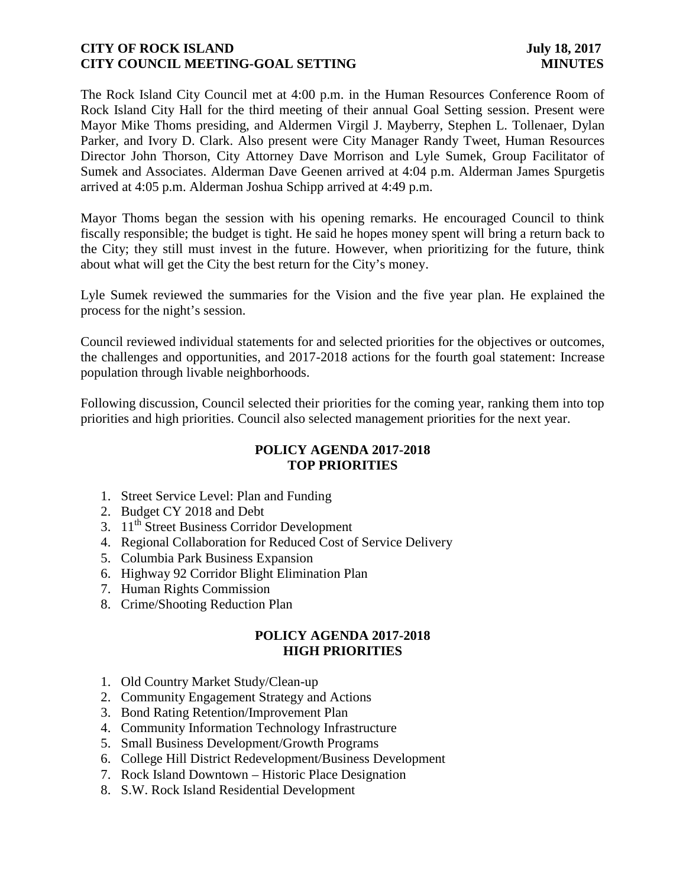**CITY OF ROCK ISLAND** **July 18, 2017**
**CITY COUNCIL MEETING-GOAL SETTING** **MINUTES**

The Rock Island City Council met at 4:00 p.m. in the Human Resources Conference Room of Rock Island City Hall for the third meeting of their annual Goal Setting session. Present were Mayor Mike Thoms presiding, and Aldermen Virgil J. Mayberry, Stephen L. Tollenaer, Dylan Parker, and Ivory D. Clark. Also present were City Manager Randy Tweet, Human Resources Director John Thorson, City Attorney Dave Morrison and Lyle Sumek, Group Facilitator of Sumek and Associates. Alderman Dave Geenen arrived at 4:04 p.m. Alderman James Spurgetis arrived at 4:05 p.m. Alderman Joshua Schipp arrived at 4:49 p.m.

Mayor Thoms began the session with his opening remarks. He encouraged Council to think fiscally responsible; the budget is tight. He said he hopes money spent will bring a return back to the City; they still must invest in the future. However, when prioritizing for the future, think about what will get the City the best return for the City's money.

Lyle Sumek reviewed the summaries for the Vision and the five year plan. He explained the process for the night's session.

Council reviewed individual statements for and selected priorities for the objectives or outcomes, the challenges and opportunities, and 2017-2018 actions for the fourth goal statement: Increase population through livable neighborhoods.

Following discussion, Council selected their priorities for the coming year, ranking them into top priorities and high priorities. Council also selected management priorities for the next year.

## POLICY AGENDA 2017-2018
## TOP PRIORITIES

1. Street Service Level: Plan and Funding
2. Budget CY 2018 and Debt
3. 11th Street Business Corridor Development
4. Regional Collaboration for Reduced Cost of Service Delivery
5. Columbia Park Business Expansion
6. Highway 92 Corridor Blight Elimination Plan
7. Human Rights Commission
8. Crime/Shooting Reduction Plan

## POLICY AGENDA 2017-2018
## HIGH PRIORITIES

1. Old Country Market Study/Clean-up
2. Community Engagement Strategy and Actions
3. Bond Rating Retention/Improvement Plan
4. Community Information Technology Infrastructure
5. Small Business Development/Growth Programs
6. College Hill District Redevelopment/Business Development
7. Rock Island Downtown – Historic Place Designation
8. S.W. Rock Island Residential Development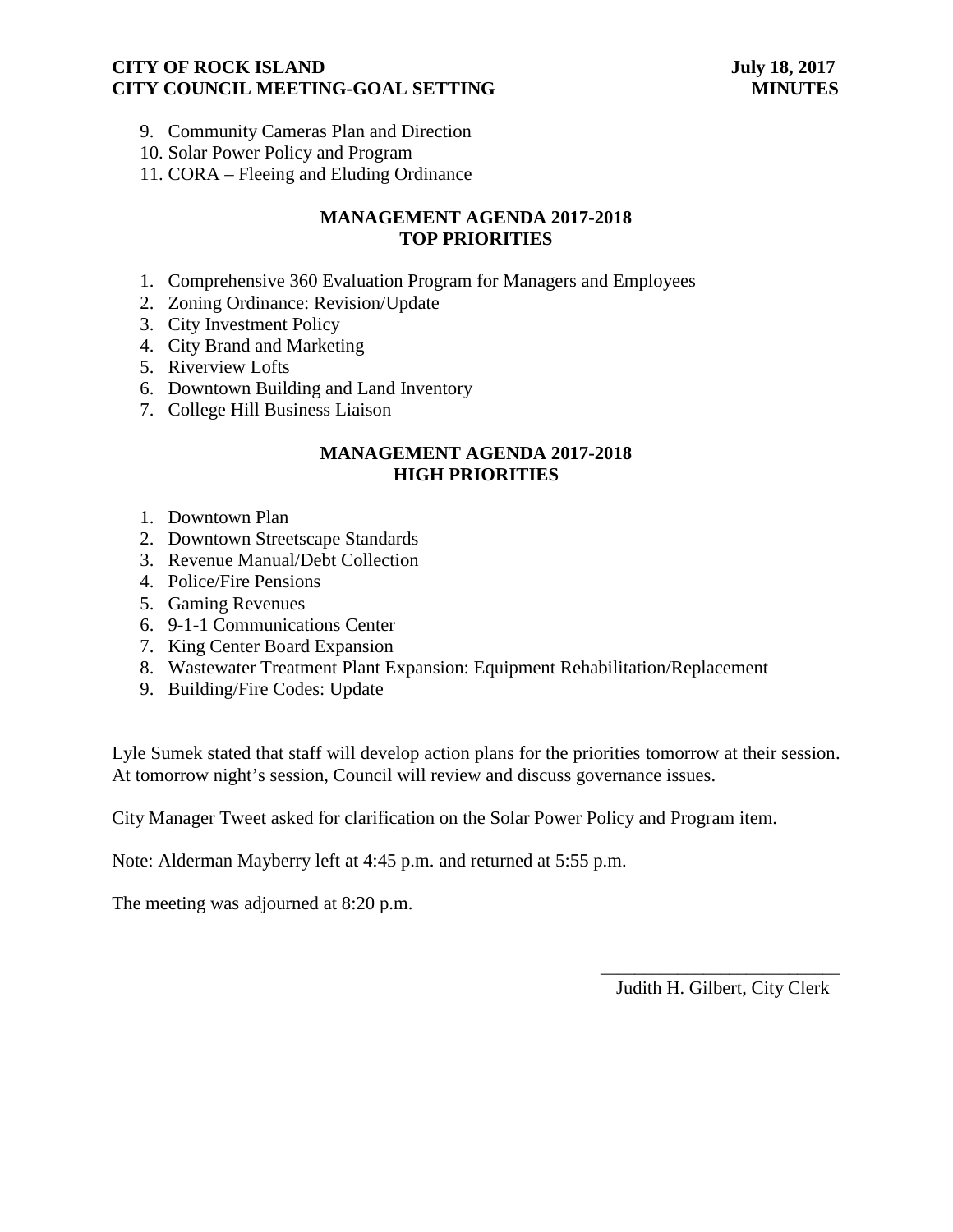9. Community Cameras Plan and Direction
10. Solar Power Policy and Program
11. CORA – Fleeing and Eluding Ordinance

## MANAGEMENT AGENDA 2017-2018
## TOP PRIORITIES

1. Comprehensive 360 Evaluation Program for Managers and Employees
2. Zoning Ordinance: Revision/Update
3. City Investment Policy
4. City Brand and Marketing
5. Riverview Lofts
6. Downtown Building and Land Inventory
7. College Hill Business Liaison

## MANAGEMENT AGENDA 2017-2018
## HIGH PRIORITIES

1. Downtown Plan
2. Downtown Streetscape Standards
3. Revenue Manual/Debt Collection
4. Police/Fire Pensions
5. Gaming Revenues
6. 9-1-1 Communications Center
7. King Center Board Expansion
8. Wastewater Treatment Plant Expansion: Equipment Rehabilitation/Replacement
9. Building/Fire Codes: Update

Lyle Sumek stated that staff will develop action plans for the priorities tomorrow at their session. At tomorrow night's session, Council will review and discuss governance issues.

City Manager Tweet asked for clarification on the Solar Power Policy and Program item.

Note: Alderman Mayberry left at 4:45 p.m. and returned at 5:55 p.m.

The meeting was adjourned at 8:20 p.m.

\_\_\_\_\_\_\_\_\_\_\_\_\_\_\_\_\_\_\_\_\_\_\_\_\_\_

Judith H. Gilbert, City Clerk